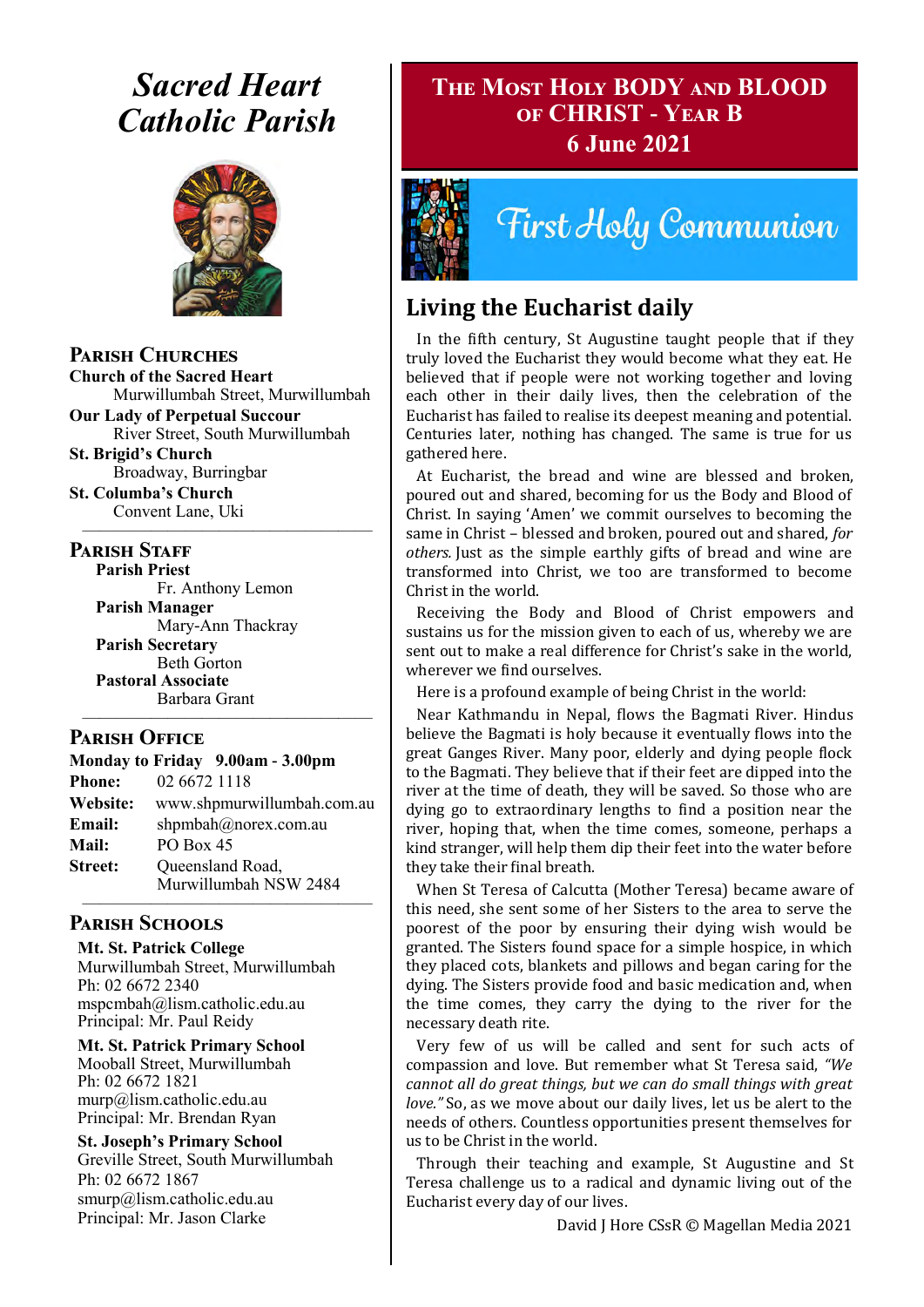# Sacred Heart Catholic Parish

## Parish Churches

**Church of the Sacred Heart**
Murwillumbah Street, Murwillumbah

**Our Lady of Perpetual Succour**
River Street, South Murwillumbah

**St. Brigid's Church**
Broadway, Burringbar

**St. Columba's Church**
Convent Lane, Uki

## Parish Staff

**Parish Priest**
Fr. Anthony Lemon

**Parish Manager**
Mary-Ann Thackray

**Parish Secretary**
Beth Gorton

**Pastoral Associate**
Barbara Grant

## Parish Office

**Monday to Friday 9.00am - 3.00pm**

**Phone:** 02 6672 1118
**Website:** www.shpmurwillumbah.com.au
**Email:** shpmbah@norex.com.au
**Mail:** PO Box 45
**Street:** Queensland Road, Murwillumbah NSW 2484

## Parish Schools

**Mt. St. Patrick College**
Murwillumbah Street, Murwillumbah
Ph: 02 6672 2340
mspcmbah@lism.catholic.edu.au
Principal: Mr. Paul Reidy

**Mt. St. Patrick Primary School**
Mooball Street, Murwillumbah
Ph: 02 6672 1821
murp@lism.catholic.edu.au
Principal: Mr. Brendan Ryan

**St. Joseph's Primary School**
Greville Street, South Murwillumbah
Ph: 02 6672 1867
smurp@lism.catholic.edu.au
Principal: Mr. Jason Clarke

# The Most Holy BODY and BLOOD of CHRIST - Year B
## 6 June 2021

First Holy Communion

## Living the Eucharist daily

In the fifth century, St Augustine taught people that if they truly loved the Eucharist they would become what they eat. He believed that if people were not working together and loving each other in their daily lives, then the celebration of the Eucharist has failed to realise its deepest meaning and potential. Centuries later, nothing has changed. The same is true for us gathered here.

At Eucharist, the bread and wine are blessed and broken, poured out and shared, becoming for us the Body and Blood of Christ. In saying 'Amen' we commit ourselves to becoming the same in Christ – blessed and broken, poured out and shared, *for others.* Just as the simple earthly gifts of bread and wine are transformed into Christ, we too are transformed to become Christ in the world.

Receiving the Body and Blood of Christ empowers and sustains us for the mission given to each of us, whereby we are sent out to make a real difference for Christ's sake in the world, wherever we find ourselves.

Here is a profound example of being Christ in the world:

Near Kathmandu in Nepal, flows the Bagmati River. Hindus believe the Bagmati is holy because it eventually flows into the great Ganges River. Many poor, elderly and dying people flock to the Bagmati. They believe that if their feet are dipped into the river at the time of death, they will be saved. So those who are dying go to extraordinary lengths to find a position near the river, hoping that, when the time comes, someone, perhaps a kind stranger, will help them dip their feet into the water before they take their final breath.

When St Teresa of Calcutta (Mother Teresa) became aware of this need, she sent some of her Sisters to the area to serve the poorest of the poor by ensuring their dying wish would be granted. The Sisters found space for a simple hospice, in which they placed cots, blankets and pillows and began caring for the dying. The Sisters provide food and basic medication and, when the time comes, they carry the dying to the river for the necessary death rite.

Very few of us will be called and sent for such acts of compassion and love. But remember what St Teresa said, *"We cannot all do great things, but we can do small things with great love."* So, as we move about our daily lives, let us be alert to the needs of others. Countless opportunities present themselves for us to be Christ in the world.

Through their teaching and example, St Augustine and St Teresa challenge us to a radical and dynamic living out of the Eucharist every day of our lives.

David J Hore CSsR © Magellan Media 2021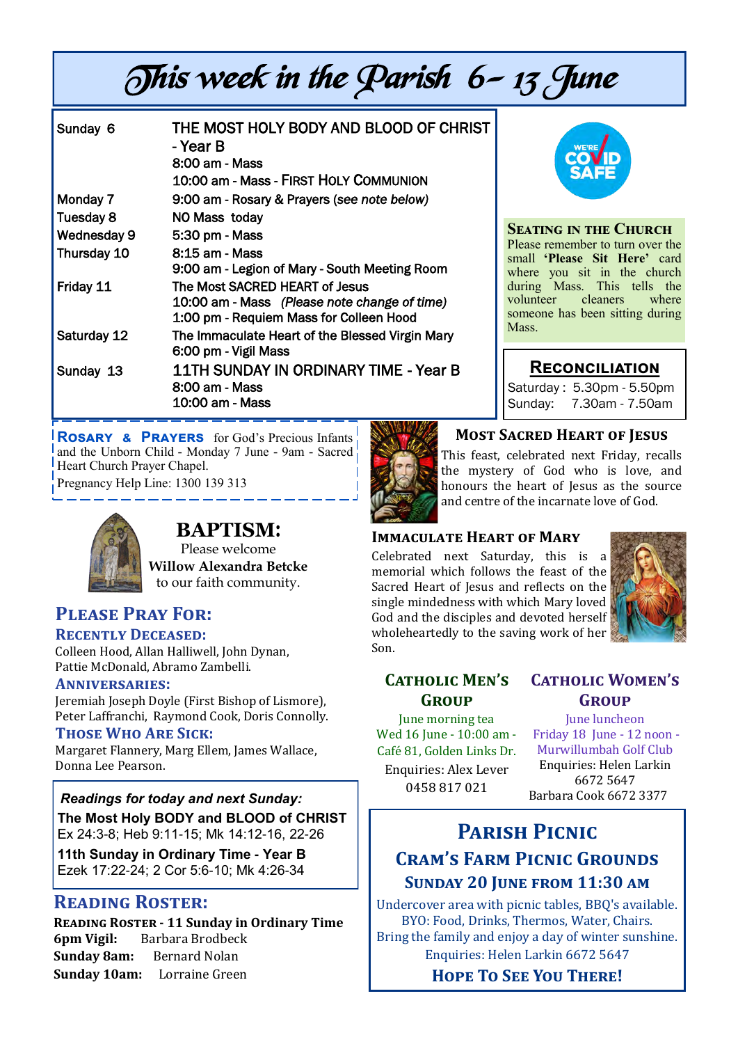# This week in the Parish 6- 13 June

| | |
|---|---|
| Sunday 6 | THE MOST HOLY BODY AND BLOOD OF CHRIST - Year B<br>8:00 am - Mass<br>10:00 am - Mass - FIRST HOLY COMMUNION |
| Monday 7 | 9:00 am - Rosary & Prayers (*see note below*) |
| Tuesday 8 | NO Mass today |
| Wednesday 9 | 5:30 pm - Mass |
| Thursday 10 | 8:15 am - Mass<br>9:00 am - Legion of Mary - South Meeting Room |
| Friday 11 | The Most SACRED HEART of Jesus<br>10:00 am - Mass *(Please note change of time)*<br>1:00 pm - Requiem Mass for Colleen Hood |
| Saturday 12 | The Immaculate Heart of the Blessed Virgin Mary<br>6:00 pm - Vigil Mass |
| Sunday 13 | 11TH SUNDAY IN ORDINARY TIME - Year B<br>8:00 am - Mass<br>10:00 am - Mass |

WE'RE COVID SAFE

### Seating in the Church

Please remember to turn over the small **'Please Sit Here'** card where you sit in the church during Mass. This tells the volunteer cleaners where someone has been sitting during Mass.

### Reconciliation

Saturday : 5.30pm - 5.50pm
Sunday: 7.30am - 7.50am

**Rosary & Prayers** for God's Precious Infants and the Unborn Child - Monday 7 June - 9am - Sacred Heart Church Prayer Chapel.
Pregnancy Help Line: 1300 139 313

## BAPTISM:

Please welcome
**Willow Alexandra Betcke**
to our faith community.

## Please Pray For:

### Recently Deceased:

Colleen Hood, Allan Halliwell, John Dynan, Pattie McDonald, Abramo Zambelli.

### Anniversaries:

Jeremiah Joseph Doyle (First Bishop of Lismore), Peter Laffranchi, Raymond Cook, Doris Connolly.

### Those Who Are Sick:

Margaret Flannery, Marg Ellem, James Wallace, Donna Lee Pearson.

***Readings for today and next Sunday:***

**The Most Holy BODY and BLOOD of CHRIST**
Ex 24:3-8; Heb 9:11-15; Mk 14:12-16, 22-26

**11th Sunday in Ordinary Time - Year B**
Ezek 17:22-24; 2 Cor 5:6-10; Mk 4:26-34

## Reading Roster:

**Reading Roster - 11 Sunday in Ordinary Time**
**6pm Vigil:** Barbara Brodbeck
**Sunday 8am:** Bernard Nolan
**Sunday 10am:** Lorraine Green

### Most Sacred Heart of Jesus

This feast, celebrated next Friday, recalls the mystery of God who is love, and honours the heart of Jesus as the source and centre of the incarnate love of God.

### Immaculate Heart of Mary

Celebrated next Saturday, this is a memorial which follows the feast of the Sacred Heart of Jesus and reflects on the single mindedness with which Mary loved God and the disciples and devoted herself wholeheartedly to the saving work of her Son.

### Catholic Men's Group

June morning tea
Wed 16 June - 10:00 am - Café 81, Golden Links Dr.
Enquiries: Alex Lever
0458 817 021

### Catholic Women's Group

June luncheon
Friday 18 June - 12 noon - Murwillumbah Golf Club
Enquiries: Helen Larkin
6672 5647
Barbara Cook 6672 3377

## Parish Picnic

### Cram's Farm Picnic Grounds

### Sunday 20 June from 11:30 am

Undercover area with picnic tables, BBQ's available.
BYO: Food, Drinks, Thermos, Water, Chairs.
Bring the family and enjoy a day of winter sunshine.
Enquiries: Helen Larkin 6672 5647

**Hope To See You There!**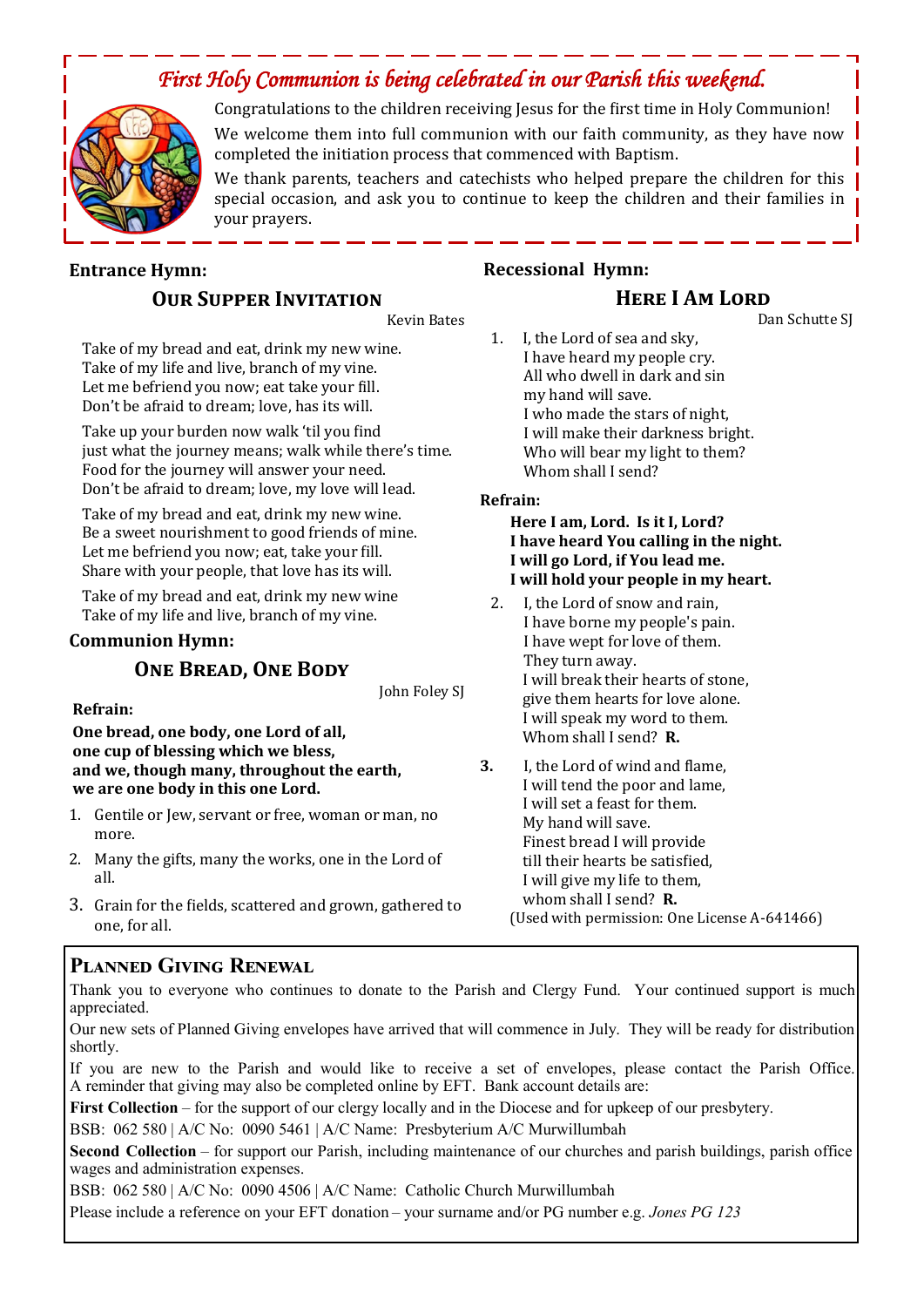## *First Holy Communion is being celebrated in our Parish this weekend.*

Congratulations to the children receiving Jesus for the first time in Holy Communion!

We welcome them into full communion with our faith community, as they have now completed the initiation process that commenced with Baptism.

We thank parents, teachers and catechists who helped prepare the children for this special occasion, and ask you to continue to keep the children and their families in your prayers.

**Entrance Hymn:**

### OUR SUPPER INVITATION

Kevin Bates

Take of my bread and eat, drink my new wine.
Take of my life and live, branch of my vine.
Let me befriend you now; eat take your fill.
Don't be afraid to dream; love, has its will.

Take up your burden now walk 'til you find
just what the journey means; walk while there's time.
Food for the journey will answer your need.
Don't be afraid to dream; love, my love will lead.

Take of my bread and eat, drink my new wine.
Be a sweet nourishment to good friends of mine.
Let me befriend you now; eat, take your fill.
Share with your people, that love has its will.

Take of my bread and eat, drink my new wine
Take of my life and live, branch of my vine.

**Communion Hymn:**

### ONE BREAD, ONE BODY

John Foley SJ

**Refrain:**

**One bread, one body, one Lord of all,**
**one cup of blessing which we bless,**
**and we, though many, throughout the earth,**
**we are one body in this one Lord.**

1. Gentile or Jew, servant or free, woman or man, no more.
2. Many the gifts, many the works, one in the Lord of all.
3. Grain for the fields, scattered and grown, gathered to one, for all.

**Recessional Hymn:**

### HERE I AM LORD

Dan Schutte SJ

1. I, the Lord of sea and sky,
   I have heard my people cry.
   All who dwell in dark and sin
   my hand will save.
   I who made the stars of night,
   I will make their darkness bright.
   Who will bear my light to them?
   Whom shall I send?

**Refrain:**

**Here I am, Lord. Is it I, Lord?**
**I have heard You calling in the night.**
**I will go Lord, if You lead me.**
**I will hold your people in my heart.**

2. I, the Lord of snow and rain,
   I have borne my people's pain.
   I have wept for love of them.
   They turn away.
   I will break their hearts of stone,
   give them hearts for love alone.
   I will speak my word to them.
   Whom shall I send? **R.**

3. I, the Lord of wind and flame,
   I will tend the poor and lame,
   I will set a feast for them.
   My hand will save.
   Finest bread I will provide
   till their hearts be satisfied,
   I will give my life to them,
   whom shall I send? **R.**

(Used with permission: One License A-641466)

## PLANNED GIVING RENEWAL

Thank you to everyone who continues to donate to the Parish and Clergy Fund. Your continued support is much appreciated.

Our new sets of Planned Giving envelopes have arrived that will commence in July. They will be ready for distribution shortly.

If you are new to the Parish and would like to receive a set of envelopes, please contact the Parish Office. A reminder that giving may also be completed online by EFT. Bank account details are:

**First Collection** – for the support of our clergy locally and in the Diocese and for upkeep of our presbytery.

BSB: 062 580 | A/C No: 0090 5461 | A/C Name: Presbyterium A/C Murwillumbah

**Second Collection** – for support our Parish, including maintenance of our churches and parish buildings, parish office wages and administration expenses.

BSB: 062 580 | A/C No: 0090 4506 | A/C Name: Catholic Church Murwillumbah

Please include a reference on your EFT donation – your surname and/or PG number e.g. *Jones PG 123*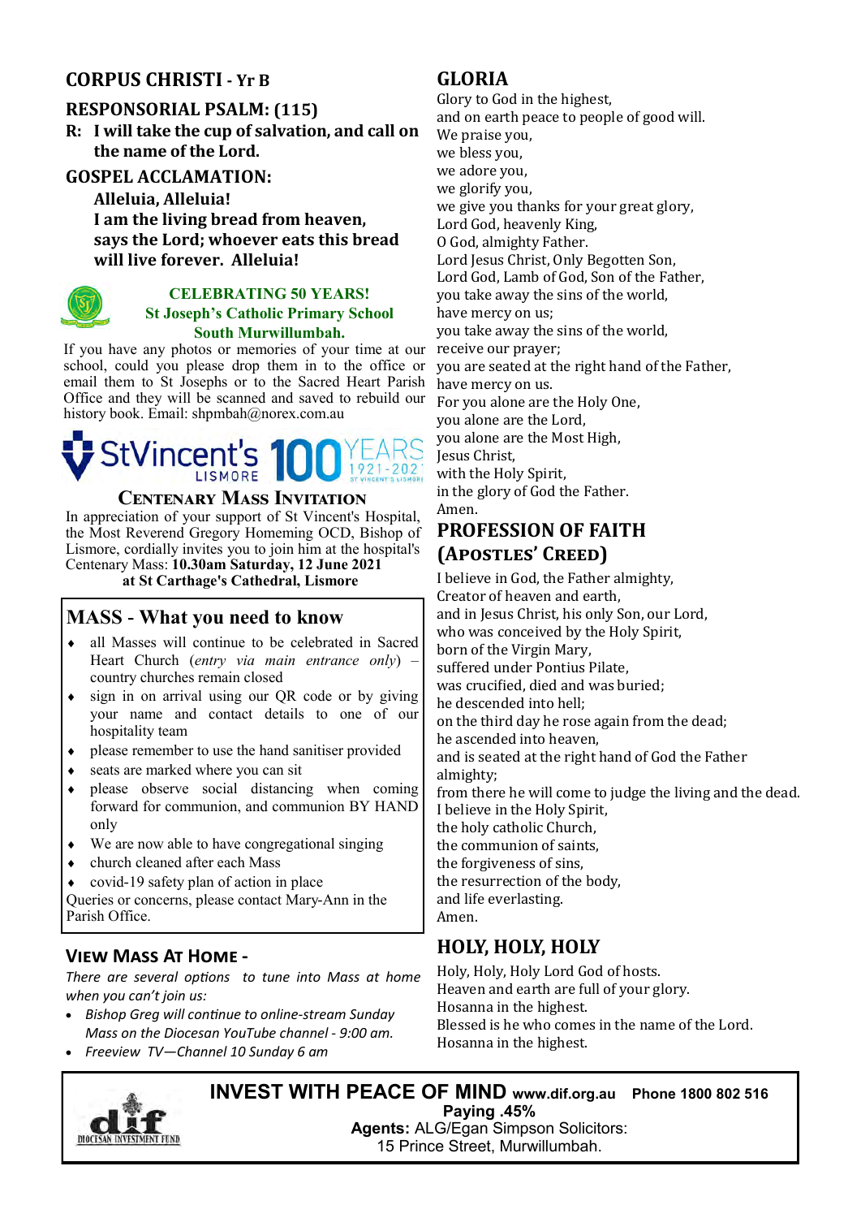## CORPUS CHRISTI - Yr B

### RESPONSORIAL PSALM: (115)

**R: I will take the cup of salvation, and call on the name of the Lord.**

### GOSPEL ACCLAMATION:

**Alleluia, Alleluia!**
**I am the living bread from heaven, says the Lord; whoever eats this bread will live forever. Alleluia!**

**CELEBRATING 50 YEARS!**
**St Joseph's Catholic Primary School South Murwillumbah.**

If you have any photos or memories of your time at our school, could you please drop them in to the office or email them to St Josephs or to the Sacred Heart Parish Office and they will be scanned and saved to rebuild our history book. Email: shpmbah@norex.com.au

StVincent's LISMORE 100 YEARS 1921-2021

### CENTENARY MASS INVITATION

In appreciation of your support of St Vincent's Hospital, the Most Reverend Gregory Homeming OCD, Bishop of Lismore, cordially invites you to join him at the hospital's Centenary Mass: **10.30am Saturday, 12 June 2021 at St Carthage's Cathedral, Lismore**

### MASS - What you need to know

- all Masses will continue to be celebrated in Sacred Heart Church (*entry via main entrance only*) – country churches remain closed
- sign in on arrival using our QR code or by giving your name and contact details to one of our hospitality team
- please remember to use the hand sanitiser provided
- seats are marked where you can sit
- please observe social distancing when coming forward for communion, and communion BY HAND only
- We are now able to have congregational singing
- church cleaned after each Mass
- covid-19 safety plan of action in place

Queries or concerns, please contact Mary-Ann in the Parish Office.

### VIEW MASS AT HOME -

*There are several options to tune into Mass at home when you can't join us:*

- *Bishop Greg will continue to online-stream Sunday Mass on the Diocesan YouTube channel - 9:00 am.*
- *Freeview TV—Channel 10 Sunday 6 am*

## GLORIA

Glory to God in the highest,
and on earth peace to people of good will.
We praise you,
we bless you,
we adore you,
we glorify you,
we give you thanks for your great glory,
Lord God, heavenly King,
O God, almighty Father.
Lord Jesus Christ, Only Begotten Son,
Lord God, Lamb of God, Son of the Father,
you take away the sins of the world,
have mercy on us;
you take away the sins of the world,
receive our prayer;
you are seated at the right hand of the Father,
have mercy on us.
For you alone are the Holy One,
you alone are the Lord,
you alone are the Most High,
Jesus Christ,
with the Holy Spirit,
in the glory of God the Father.
Amen.

## PROFESSION OF FAITH (APOSTLES' CREED)

I believe in God, the Father almighty,
Creator of heaven and earth,
and in Jesus Christ, his only Son, our Lord,
who was conceived by the Holy Spirit,
born of the Virgin Mary,
suffered under Pontius Pilate,
was crucified, died and was buried;
he descended into hell;
on the third day he rose again from the dead;
he ascended into heaven,
and is seated at the right hand of God the Father almighty;
from there he will come to judge the living and the dead.
I believe in the Holy Spirit,
the holy catholic Church,
the communion of saints,
the forgiveness of sins,
the resurrection of the body,
and life everlasting.
Amen.

## HOLY, HOLY, HOLY

Holy, Holy, Holy Lord God of hosts.
Heaven and earth are full of your glory.
Hosanna in the highest.
Blessed is he who comes in the name of the Lord.
Hosanna in the highest.

DIOCESAN INVESTMENT FUND

**INVEST WITH PEACE OF MIND www.dif.org.au Phone 1800 802 516**
**Paying .45%**
**Agents:** ALG/Egan Simpson Solicitors:
15 Prince Street, Murwillumbah.